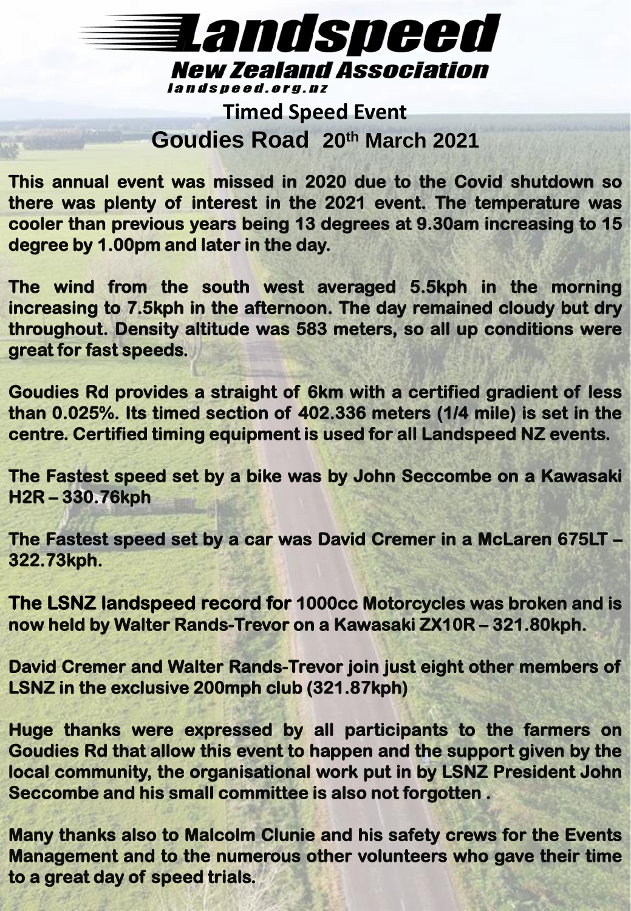# Landspeed

## New Zealand Association

landspeed.org.nz

## Timed Speed Event

## Goudies Road 20th March 2021

**This annual event was missed in 2020 due to the Covid shutdown so there was plenty of interest in the 2021 event. The temperature was cooler than previous years being 13 degrees at 9.30am increasing to 15 degree by 1.00pm and later in the day.**

**The wind from the south west averaged 5.5kph in the morning increasing to 7.5kph in the afternoon. The day remained cloudy but dry throughout. Density altitude was 583 meters, so all up conditions were great for fast speeds.**

**Goudies Rd provides a straight of 6km with a certified gradient of less than 0.025%. Its timed section of 402.336 meters (1/4 mile) is set in the centre. Certified timing equipment is used for all Landspeed NZ events.**

**The Fastest speed set by a bike was by John Seccombe on a Kawasaki H2R – 330.76kph**

**The Fastest speed set by a car was David Cremer in a McLaren 675LT – 322.73kph.**

**The LSNZ landspeed record for 1000cc Motorcycles was broken and is now held by Walter Rands-Trevor on a Kawasaki ZX10R – 321.80kph.**

**David Cremer and Walter Rands-Trevor join just eight other members of LSNZ in the exclusive 200mph club (321.87kph)**

**Huge thanks were expressed by all participants to the farmers on Goudies Rd that allow this event to happen and the support given by the local community, the organisational work put in by LSNZ President John Seccombe and his small committee is also not forgotten .**

**Many thanks also to Malcolm Clunie and his safety crews for the Events Management and to the numerous other volunteers who gave their time to a great day of speed trials.**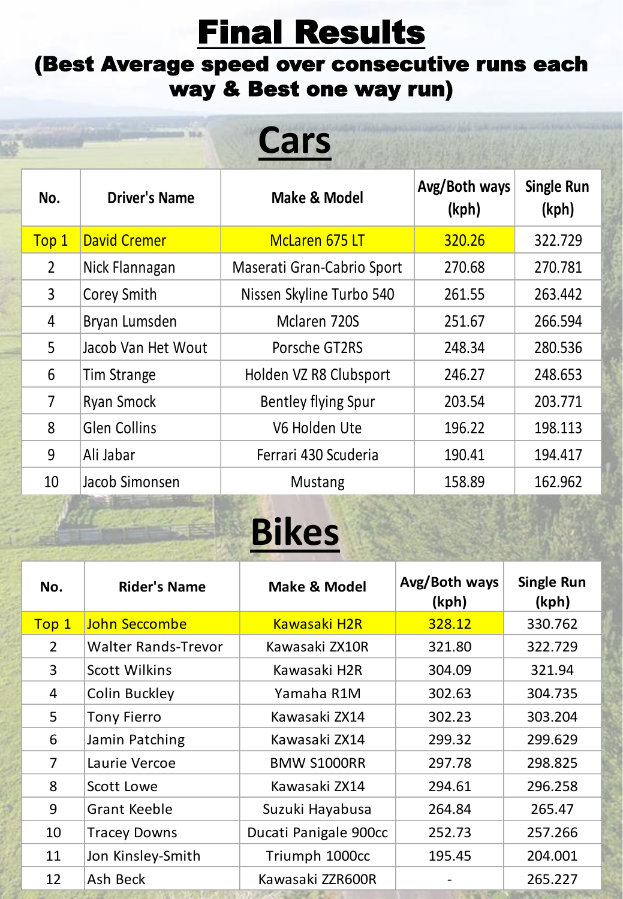# Final Results

## (Best Average speed over consecutive runs each way & Best one way run)

## Cars

| No. | Driver's Name | Make & Model | Avg/Both ways (kph) | Single Run (kph) |
|---|---|---|---|---|
| Top 1 | David Cremer | McLaren 675 LT | 320.26 | 322.729 |
| 2 | Nick Flannagan | Maserati Gran-Cabrio Sport | 270.68 | 270.781 |
| 3 | Corey Smith | Nissen Skyline Turbo 540 | 261.55 | 263.442 |
| 4 | Bryan Lumsden | Mclaren 720S | 251.67 | 266.594 |
| 5 | Jacob Van Het Wout | Porsche GT2RS | 248.34 | 280.536 |
| 6 | Tim Strange | Holden VZ R8 Clubsport | 246.27 | 248.653 |
| 7 | Ryan Smock | Bentley flying Spur | 203.54 | 203.771 |
| 8 | Glen Collins | V6 Holden Ute | 196.22 | 198.113 |
| 9 | Ali Jabar | Ferrari 430 Scuderia | 190.41 | 194.417 |
| 10 | Jacob Simonsen | Mustang | 158.89 | 162.962 |

## Bikes

| No. | Rider's Name | Make & Model | Avg/Both ways (kph) | Single Run (kph) |
|---|---|---|---|---|
| Top 1 | John Seccombe | Kawasaki H2R | 328.12 | 330.762 |
| 2 | Walter Rands-Trevor | Kawasaki ZX10R | 321.80 | 322.729 |
| 3 | Scott Wilkins | Kawasaki H2R | 304.09 | 321.94 |
| 4 | Colin Buckley | Yamaha R1M | 302.63 | 304.735 |
| 5 | Tony Fierro | Kawasaki ZX14 | 302.23 | 303.204 |
| 6 | Jamin Patching | Kawasaki ZX14 | 299.32 | 299.629 |
| 7 | Laurie Vercoe | BMW S1000RR | 297.78 | 298.825 |
| 8 | Scott Lowe | Kawasaki ZX14 | 294.61 | 296.258 |
| 9 | Grant Keeble | Suzuki Hayabusa | 264.84 | 265.47 |
| 10 | Tracey Downs | Ducati Panigale 900cc | 252.73 | 257.266 |
| 11 | Jon Kinsley-Smith | Triumph 1000cc | 195.45 | 204.001 |
| 12 | Ash Beck | Kawasaki ZZR600R | - | 265.227 |